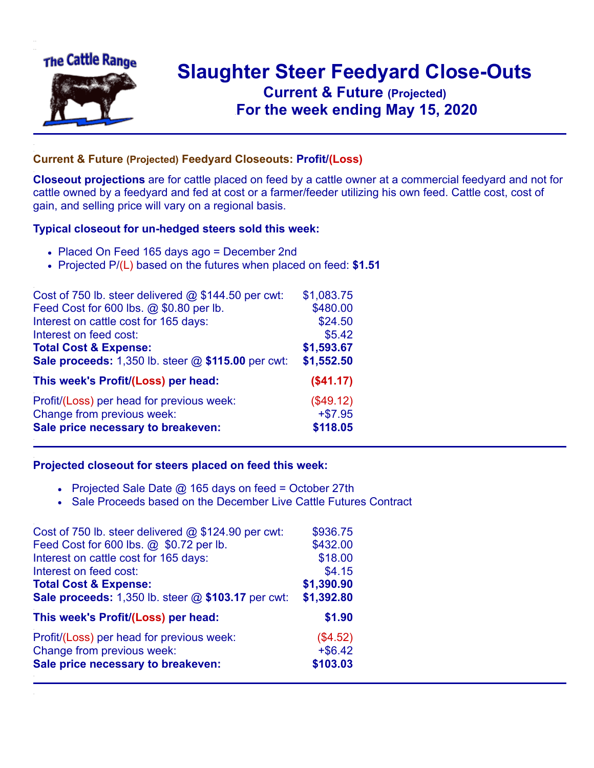# Slaughter Steer Feedyard Close-Outs

## Current & Future (Projected)

## For the week ending May 15, 2020

### Current & Future (Projected) Feedyard Closeouts: Profit/(Loss)

**Closeout projections** are for cattle placed on feed by a cattle owner at a commercial feedyard and not for cattle owned by a feedyard and fed at cost or a farmer/feeder utilizing his own feed. Cattle cost, cost of gain, and selling price will vary on a regional basis.

### Typical closeout for un-hedged steers sold this week:

- Placed On Feed 165 days ago = December 2nd
- Projected P/(L) based on the futures when placed on feed: **$1.51**

| | |
|---|---|
| Cost of 750 lb. steer delivered @ $144.50 per cwt: | $1,083.75 |
| Feed Cost for 600 lbs. @ $0.80 per lb. | $480.00 |
| Interest on cattle cost for 165 days: | $24.50 |
| Interest on feed cost: | $5.42 |
| **Total Cost & Expense:** | **$1,593.67** |
| **Sale proceeds:** 1,350 lb. steer @ **$115.00** per cwt: | **$1,552.50** |
| **This week's Profit/(Loss) per head:** | **($41.17)** |
| Profit/(Loss) per head for previous week: | ($49.12) |
| Change from previous week: | +$7.95 |
| **Sale price necessary to breakeven:** | **$118.05** |

### Projected closeout for steers placed on feed this week:

- Projected Sale Date @ 165 days on feed = October 27th
- Sale Proceeds based on the December Live Cattle Futures Contract

| | |
|---|---|
| Cost of 750 lb. steer delivered @ $124.90 per cwt: | $936.75 |
| Feed Cost for 600 lbs. @ $0.72 per lb. | $432.00 |
| Interest on cattle cost for 165 days: | $18.00 |
| Interest on feed cost: | $4.15 |
| **Total Cost & Expense:** | **$1,390.90** |
| **Sale proceeds:** 1,350 lb. steer @ **$103.17** per cwt: | **$1,392.80** |
| **This week's Profit/(Loss) per head:** | **$1.90** |
| Profit/(Loss) per head for previous week: | ($4.52) |
| Change from previous week: | +$6.42 |
| **Sale price necessary to breakeven:** | **$103.03** |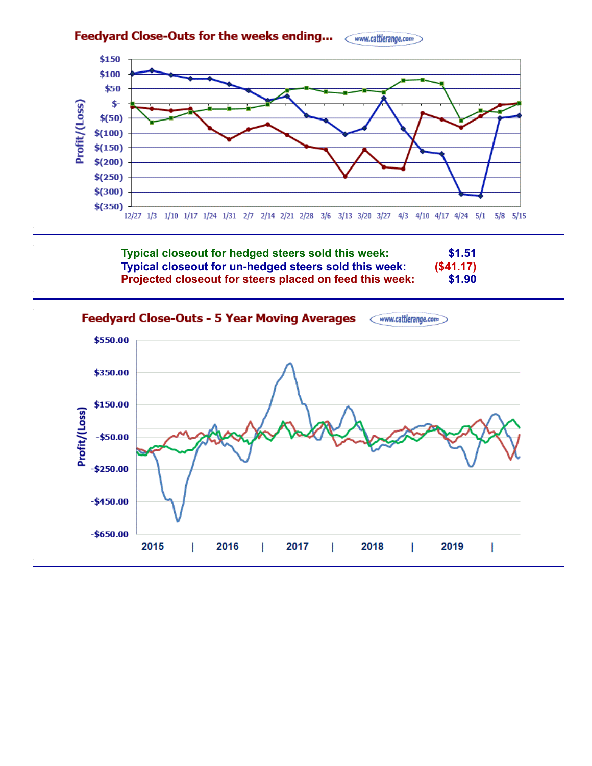## Feedyard Close-Outs for the weeks ending...

www.cattlerange.com

Profit/(Loss)

$150
$100
$50
$-
$(50)
$(100)
$(150)
$(200)
$(250)
$(300)
$(350)

12/27 1/3 1/10 1/17 1/24 1/31 2/7 2/14 2/21 2/28 3/6 3/13 3/20 3/27 4/3 4/10 4/17 4/24 5/1 5/8 5/15

---

**Typical closeout for hedged steers sold this week: $1.51**

**Typical closeout for un-hedged steers sold this week: ($41.17)**

**Projected closeout for steers placed on feed this week: $1.90**

---

## Feedyard Close-Outs - 5 Year Moving Averages

www.cattlerange.com

Profit/(Loss)

$550.00
$350.00
$150.00
-$50.00
-$250.00
-$450.00
-$650.00

2015 | 2016 | 2017 | 2018 | 2019 |